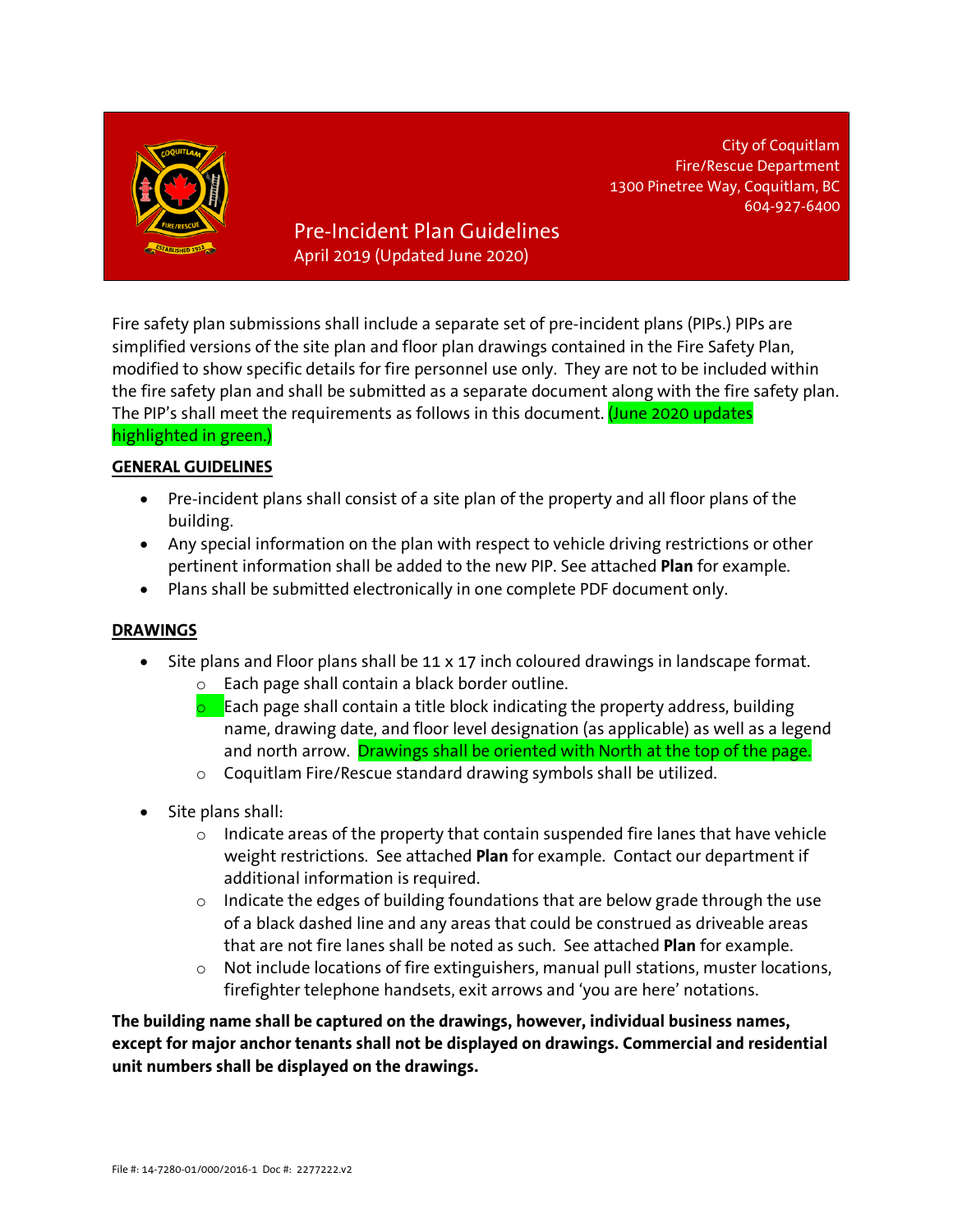City of Coquitlam
Fire/Rescue Department
1300 Pinetree Way, Coquitlam, BC
604-927-6400

# Pre-Incident Plan Guidelines

April 2019 (Updated June 2020)

Fire safety plan submissions shall include a separate set of pre-incident plans (PIPs.) PIPs are simplified versions of the site plan and floor plan drawings contained in the Fire Safety Plan, modified to show specific details for fire personnel use only. They are not to be included within the fire safety plan and shall be submitted as a separate document along with the fire safety plan. The PIP's shall meet the requirements as follows in this document. (June 2020 updates highlighted in green.)

## GENERAL GUIDELINES

- Pre-incident plans shall consist of a site plan of the property and all floor plans of the building.
- Any special information on the plan with respect to vehicle driving restrictions or other pertinent information shall be added to the new PIP. See attached **Plan** for example.
- Plans shall be submitted electronically in one complete PDF document only.

## DRAWINGS

- Site plans and Floor plans shall be 11 x 17 inch coloured drawings in landscape format.
  - Each page shall contain a black border outline.
  - Each page shall contain a title block indicating the property address, building name, drawing date, and floor level designation (as applicable) as well as a legend and north arrow. Drawings shall be oriented with North at the top of the page.
  - Coquitlam Fire/Rescue standard drawing symbols shall be utilized.

- Site plans shall:
  - Indicate areas of the property that contain suspended fire lanes that have vehicle weight restrictions. See attached **Plan** for example. Contact our department if additional information is required.
  - Indicate the edges of building foundations that are below grade through the use of a black dashed line and any areas that could be construed as driveable areas that are not fire lanes shall be noted as such. See attached **Plan** for example.
  - Not include locations of fire extinguishers, manual pull stations, muster locations, firefighter telephone handsets, exit arrows and 'you are here' notations.

**The building name shall be captured on the drawings, however, individual business names, except for major anchor tenants shall not be displayed on drawings. Commercial and residential unit numbers shall be displayed on the drawings.**

File #: 14-7280-01/000/2016-1 Doc #: 2277222.v2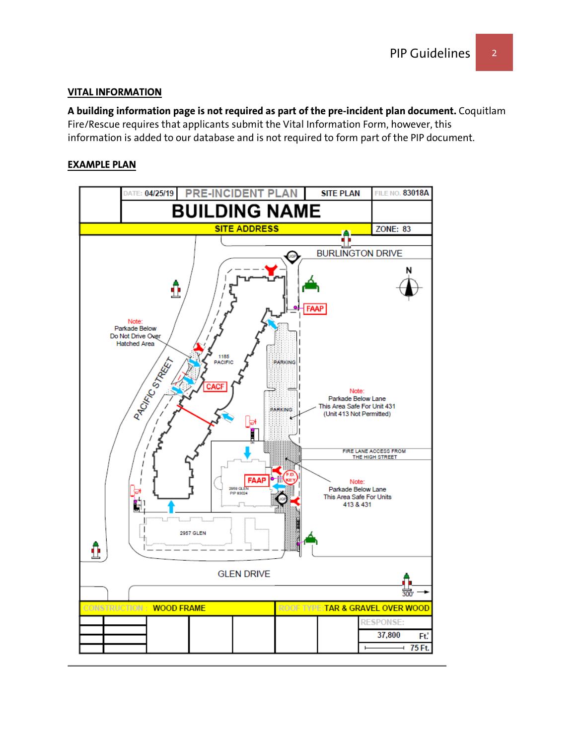## VITAL INFORMATION

**A building information page is not required as part of the pre-incident plan document.** Coquitlam Fire/Rescue requires that applicants submit the Vital Information Form, however, this information is added to our database and is not required to form part of the PIP document.

## EXAMPLE PLAN

DATE: 04/25/19
PRE-INCIDENT PLAN
SITE PLAN
FILE NO. 83018A
BUILDING NAME
SITE ADDRESS
ZONE: 83

BURLINGTON DRIVE
N
FAAP
Note: Parkade Below Do Not Drive Over Hatched Area
1185 PACIFIC
PARKING
CACF
PACIFIC STREET
PARKING
Note: Parkade Below Lane This Area Safe For Unit 431 (Unit 413 Not Permitted)
FIRE LANE ACCESS FROM THE HIGH STREET
FAAP
F.D. KEY
2959 GLEN PIP 83024
Note: Parkade Below Lane This Area Safe For Units 413 & 431
2957 GLEN
GLEN DRIVE
300'

CONSTRUCTION: WOOD FRAME
ROOF TYPE: TAR & GRAVEL OVER WOOD
RESPONSE:
37,800 Ft.²
75 Ft.